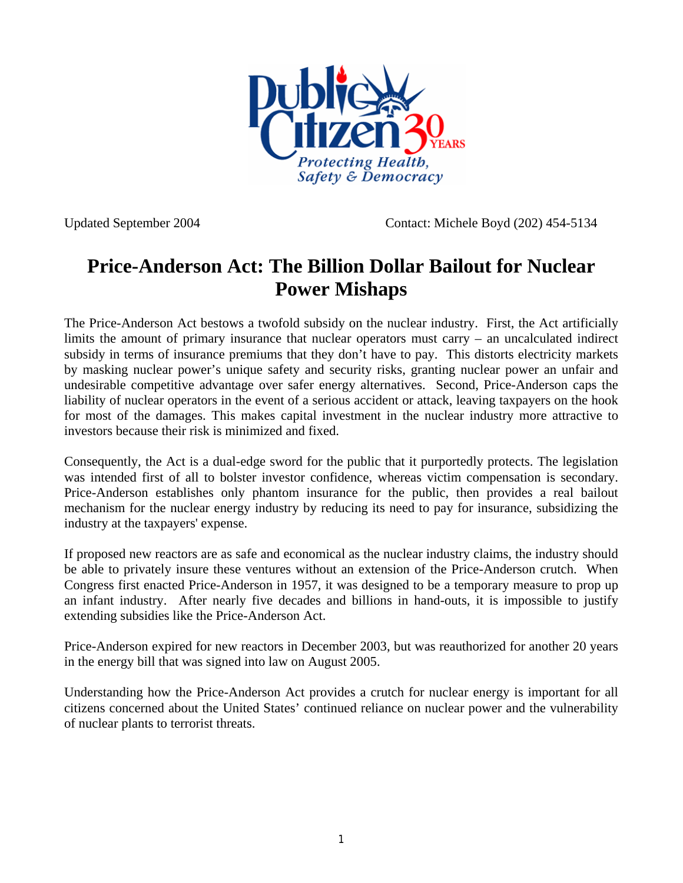Public Citizen 30 YEARS
*Protecting Health, Safety & Democracy*

Updated September 2004 Contact: Michele Boyd (202) 454-5134

# Price-Anderson Act: The Billion Dollar Bailout for Nuclear Power Mishaps

The Price-Anderson Act bestows a twofold subsidy on the nuclear industry. First, the Act artificially limits the amount of primary insurance that nuclear operators must carry – an uncalculated indirect subsidy in terms of insurance premiums that they don't have to pay. This distorts electricity markets by masking nuclear power's unique safety and security risks, granting nuclear power an unfair and undesirable competitive advantage over safer energy alternatives. Second, Price-Anderson caps the liability of nuclear operators in the event of a serious accident or attack, leaving taxpayers on the hook for most of the damages. This makes capital investment in the nuclear industry more attractive to investors because their risk is minimized and fixed.

Consequently, the Act is a dual-edge sword for the public that it purportedly protects. The legislation was intended first of all to bolster investor confidence, whereas victim compensation is secondary. Price-Anderson establishes only phantom insurance for the public, then provides a real bailout mechanism for the nuclear energy industry by reducing its need to pay for insurance, subsidizing the industry at the taxpayers' expense.

If proposed new reactors are as safe and economical as the nuclear industry claims, the industry should be able to privately insure these ventures without an extension of the Price-Anderson crutch. When Congress first enacted Price-Anderson in 1957, it was designed to be a temporary measure to prop up an infant industry. After nearly five decades and billions in hand-outs, it is impossible to justify extending subsidies like the Price-Anderson Act.

Price-Anderson expired for new reactors in December 2003, but was reauthorized for another 20 years in the energy bill that was signed into law on August 2005.

Understanding how the Price-Anderson Act provides a crutch for nuclear energy is important for all citizens concerned about the United States' continued reliance on nuclear power and the vulnerability of nuclear plants to terrorist threats.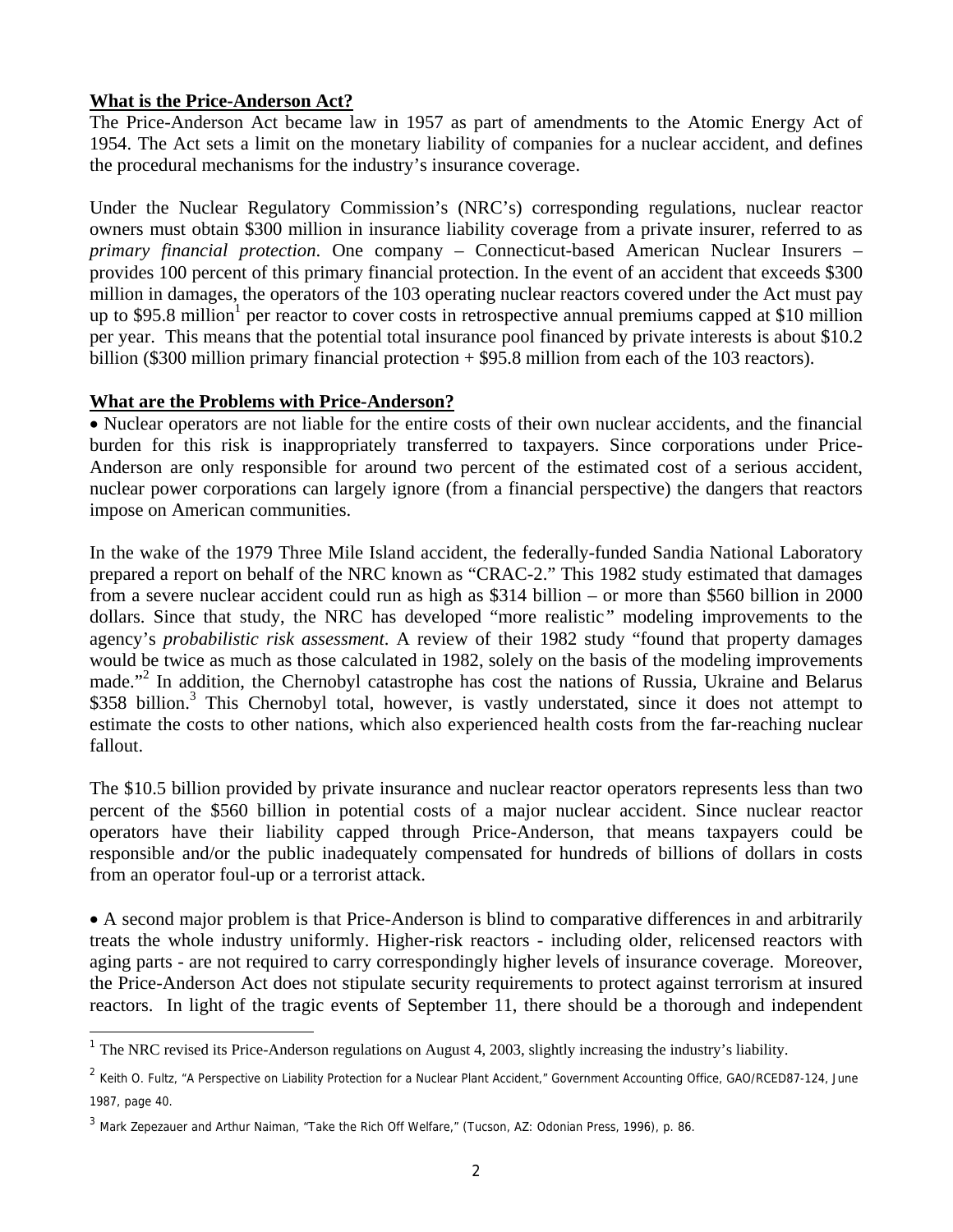**What is the Price-Anderson Act?**

The Price-Anderson Act became law in 1957 as part of amendments to the Atomic Energy Act of 1954. The Act sets a limit on the monetary liability of companies for a nuclear accident, and defines the procedural mechanisms for the industry's insurance coverage.

Under the Nuclear Regulatory Commission's (NRC's) corresponding regulations, nuclear reactor owners must obtain $300 million in insurance liability coverage from a private insurer, referred to as *primary financial protection*. One company – Connecticut-based American Nuclear Insurers – provides 100 percent of this primary financial protection. In the event of an accident that exceeds $300 million in damages, the operators of the 103 operating nuclear reactors covered under the Act must pay up to $95.8 million[1] per reactor to cover costs in retrospective annual premiums capped at $10 million per year. This means that the potential total insurance pool financed by private interests is about $10.2 billion ($300 million primary financial protection + $95.8 million from each of the 103 reactors).

**What are the Problems with Price-Anderson?**

- Nuclear operators are not liable for the entire costs of their own nuclear accidents, and the financial burden for this risk is inappropriately transferred to taxpayers. Since corporations under Price-Anderson are only responsible for around two percent of the estimated cost of a serious accident, nuclear power corporations can largely ignore (from a financial perspective) the dangers that reactors impose on American communities.

In the wake of the 1979 Three Mile Island accident, the federally-funded Sandia National Laboratory prepared a report on behalf of the NRC known as "CRAC-2." This 1982 study estimated that damages from a severe nuclear accident could run as high as $314 billion – or more than $560 billion in 2000 dollars. Since that study, the NRC has developed "more realistic" modeling improvements to the agency's *probabilistic risk assessment*. A review of their 1982 study "found that property damages would be twice as much as those calculated in 1982, solely on the basis of the modeling improvements made."[2] In addition, the Chernobyl catastrophe has cost the nations of Russia, Ukraine and Belarus $358 billion.[3] This Chernobyl total, however, is vastly understated, since it does not attempt to estimate the costs to other nations, which also experienced health costs from the far-reaching nuclear fallout.

The $10.5 billion provided by private insurance and nuclear reactor operators represents less than two percent of the $560 billion in potential costs of a major nuclear accident. Since nuclear reactor operators have their liability capped through Price-Anderson, that means taxpayers could be responsible and/or the public inadequately compensated for hundreds of billions of dollars in costs from an operator foul-up or a terrorist attack.

- A second major problem is that Price-Anderson is blind to comparative differences in and arbitrarily treats the whole industry uniformly. Higher-risk reactors - including older, relicensed reactors with aging parts - are not required to carry correspondingly higher levels of insurance coverage. Moreover, the Price-Anderson Act does not stipulate security requirements to protect against terrorism at insured reactors. In light of the tragic events of September 11, there should be a thorough and independent

---

[1] The NRC revised its Price-Anderson regulations on August 4, 2003, slightly increasing the industry's liability.

[2] Keith O. Fultz, "A Perspective on Liability Protection for a Nuclear Plant Accident," Government Accounting Office, GAO/RCED87-124, June 1987, page 40.

[3] Mark Zepezauer and Arthur Naiman, "Take the Rich Off Welfare," (Tucson, AZ: Odonian Press, 1996), p. 86.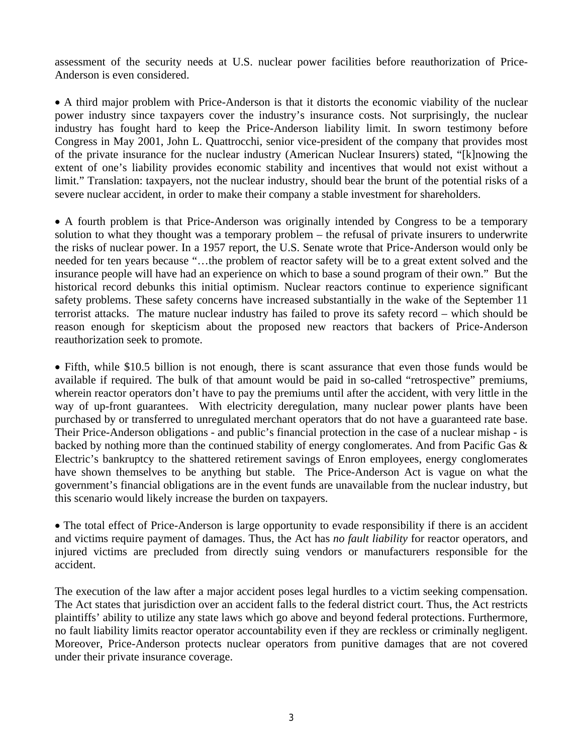assessment of the security needs at U.S. nuclear power facilities before reauthorization of Price-Anderson is even considered.

- A third major problem with Price-Anderson is that it distorts the economic viability of the nuclear power industry since taxpayers cover the industry's insurance costs. Not surprisingly, the nuclear industry has fought hard to keep the Price-Anderson liability limit. In sworn testimony before Congress in May 2001, John L. Quattrocchi, senior vice-president of the company that provides most of the private insurance for the nuclear industry (American Nuclear Insurers) stated, "[k]nowing the extent of one's liability provides economic stability and incentives that would not exist without a limit." Translation: taxpayers, not the nuclear industry, should bear the brunt of the potential risks of a severe nuclear accident, in order to make their company a stable investment for shareholders.

- A fourth problem is that Price-Anderson was originally intended by Congress to be a temporary solution to what they thought was a temporary problem – the refusal of private insurers to underwrite the risks of nuclear power. In a 1957 report, the U.S. Senate wrote that Price-Anderson would only be needed for ten years because "…the problem of reactor safety will be to a great extent solved and the insurance people will have had an experience on which to base a sound program of their own." But the historical record debunks this initial optimism. Nuclear reactors continue to experience significant safety problems. These safety concerns have increased substantially in the wake of the September 11 terrorist attacks. The mature nuclear industry has failed to prove its safety record – which should be reason enough for skepticism about the proposed new reactors that backers of Price-Anderson reauthorization seek to promote.

- Fifth, while $10.5 billion is not enough, there is scant assurance that even those funds would be available if required. The bulk of that amount would be paid in so-called "retrospective" premiums, wherein reactor operators don't have to pay the premiums until after the accident, with very little in the way of up-front guarantees. With electricity deregulation, many nuclear power plants have been purchased by or transferred to unregulated merchant operators that do not have a guaranteed rate base. Their Price-Anderson obligations - and public's financial protection in the case of a nuclear mishap - is backed by nothing more than the continued stability of energy conglomerates. And from Pacific Gas & Electric's bankruptcy to the shattered retirement savings of Enron employees, energy conglomerates have shown themselves to be anything but stable. The Price-Anderson Act is vague on what the government's financial obligations are in the event funds are unavailable from the nuclear industry, but this scenario would likely increase the burden on taxpayers.

- The total effect of Price-Anderson is large opportunity to evade responsibility if there is an accident and victims require payment of damages. Thus, the Act has *no fault liability* for reactor operators, and injured victims are precluded from directly suing vendors or manufacturers responsible for the accident.

The execution of the law after a major accident poses legal hurdles to a victim seeking compensation. The Act states that jurisdiction over an accident falls to the federal district court. Thus, the Act restricts plaintiffs' ability to utilize any state laws which go above and beyond federal protections. Furthermore, no fault liability limits reactor operator accountability even if they are reckless or criminally negligent. Moreover, Price-Anderson protects nuclear operators from punitive damages that are not covered under their private insurance coverage.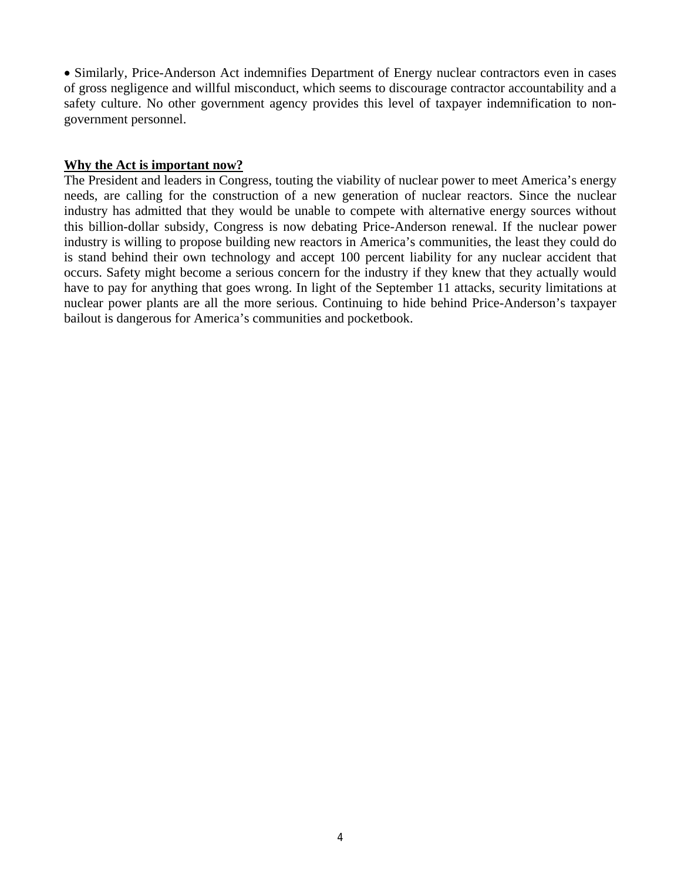- Similarly, Price-Anderson Act indemnifies Department of Energy nuclear contractors even in cases of gross negligence and willful misconduct, which seems to discourage contractor accountability and a safety culture. No other government agency provides this level of taxpayer indemnification to non-government personnel.

**<u>Why the Act is important now?</u>**

The President and leaders in Congress, touting the viability of nuclear power to meet America's energy needs, are calling for the construction of a new generation of nuclear reactors. Since the nuclear industry has admitted that they would be unable to compete with alternative energy sources without this billion-dollar subsidy, Congress is now debating Price-Anderson renewal. If the nuclear power industry is willing to propose building new reactors in America's communities, the least they could do is stand behind their own technology and accept 100 percent liability for any nuclear accident that occurs. Safety might become a serious concern for the industry if they knew that they actually would have to pay for anything that goes wrong. In light of the September 11 attacks, security limitations at nuclear power plants are all the more serious. Continuing to hide behind Price-Anderson's taxpayer bailout is dangerous for America's communities and pocketbook.